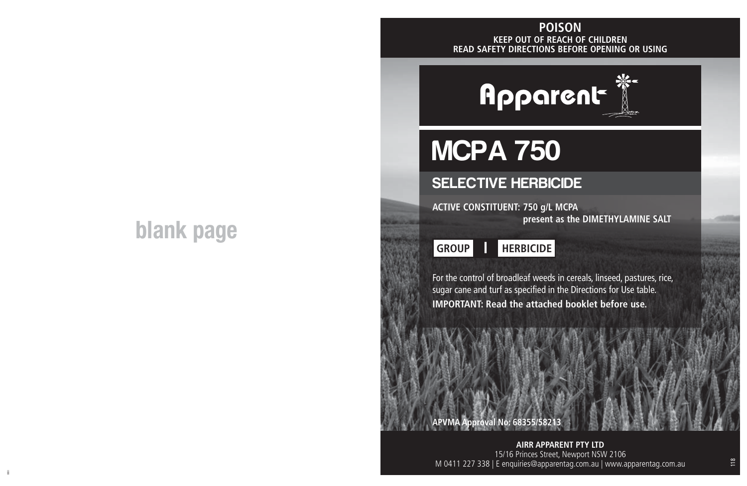blank page

**POISON**

**KEEP OUT OF REACH OF CHILDREN**

**READ SAFETY DIRECTIONS BEFORE OPENING OR USING**

Apparent

# MCPA 750

## SELECTIVE HERBICIDE

**ACTIVE CONSTITUENT: 750 g/L MCPA**
**present as the DIMETHYLAMINE SALT**

**GROUP I HERBICIDE**

For the control of broadleaf weeds in cereals, linseed, pastures, rice, sugar cane and turf as specified in the Directions for Use table.

**IMPORTANT: Read the attached booklet before use.**

**APVMA Approval No: 68355/58213**

**AIRR APPARENT PTY LTD**
15/16 Princes Street, Newport NSW 2106
M 0411 227 338 | E enquiries@apparentag.com.au | www.apparentag.com.au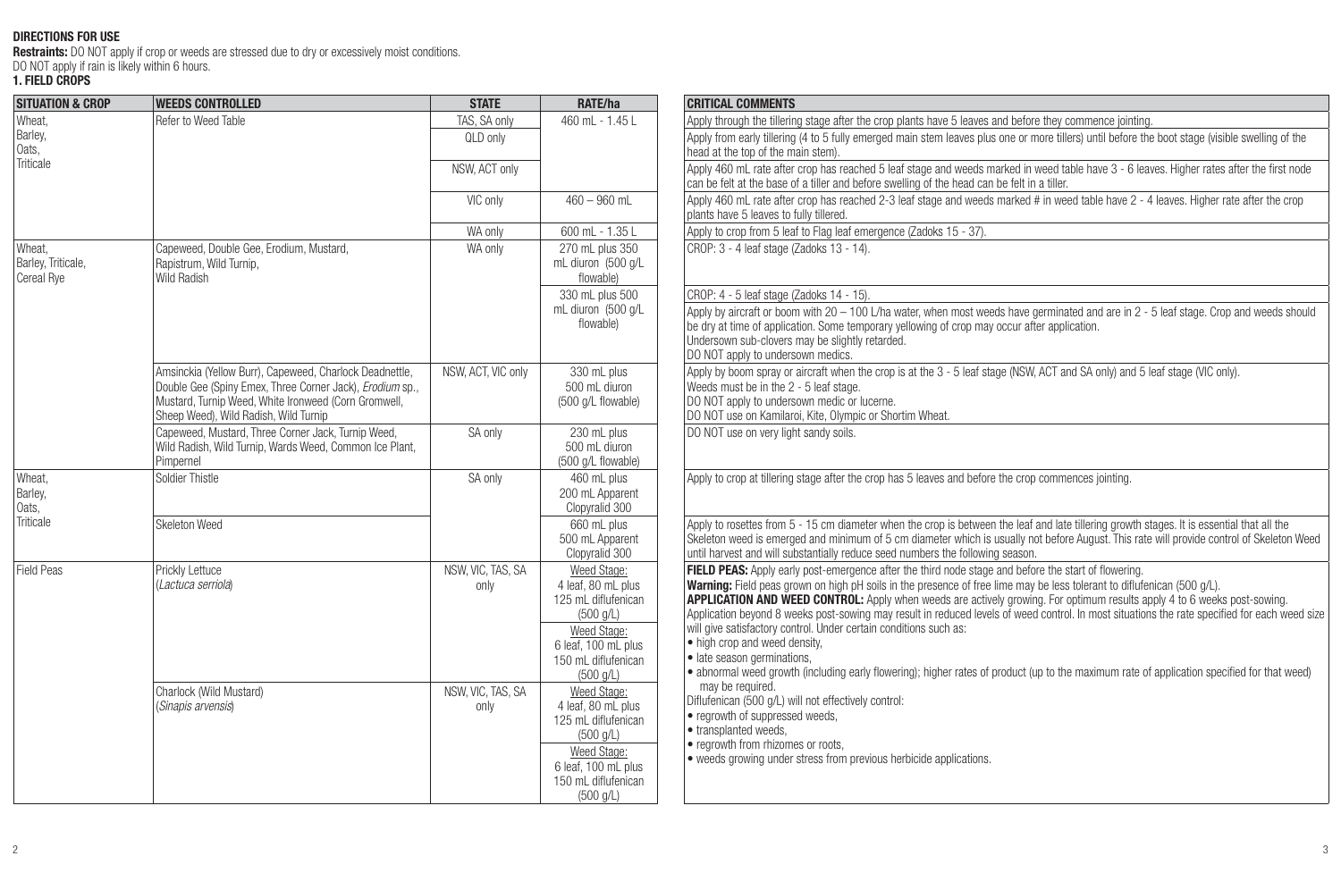**DIRECTIONS FOR USE**

**Restraints:** DO NOT apply if crop or weeds are stressed due to dry or excessively moist conditions.
DO NOT apply if rain is likely within 6 hours.

**1. FIELD CROPS**

| SITUATION & CROP | WEEDS CONTROLLED | STATE | RATE/ha | CRITICAL COMMENTS |
|---|---|---|---|---|
| Wheat, Barley, Oats, Triticale | Refer to Weed Table | TAS, SA only | 460 mL - 1.45 L | Apply through the tillering stage after the crop plants have 5 leaves and before they commence jointing. |
| | | QLD only | | Apply from early tillering (4 to 5 fully emerged main stem leaves plus one or more tillers) until before the boot stage (visible swelling of the head at the top of the main stem). |
| | | NSW, ACT only | | Apply 460 mL rate after crop has reached 5 leaf stage and weeds marked in weed table have 3 - 6 leaves. Higher rates after the first node can be felt at the base of a tiller and before swelling of the head can be felt in a tiller. |
| | | VIC only | 460 – 960 mL | Apply 460 mL rate after crop has reached 2-3 leaf stage and weeds marked # in weed table have 2 - 4 leaves. Higher rate after the crop plants have 5 leaves to fully tillered. |
| | | WA only | 600 mL - 1.35 L | Apply to crop from 5 leaf to Flag leaf emergence (Zadoks 15 - 37). |
| Wheat, Barley, Triticale, Cereal Rye | Capeweed, Double Gee, Erodium, Mustard, Rapistrum, Wild Turnip, Wild Radish | WA only | 270 mL plus 350 mL diuron (500 g/L flowable) | CROP: 3 - 4 leaf stage (Zadoks 13 - 14). |
| | | | 330 mL plus 500 mL diuron (500 g/L flowable) | CROP: 4 - 5 leaf stage (Zadoks 14 - 15).<br>Apply by aircraft or boom with 20 – 100 L/ha water, when most weeds have germinated and are in 2 - 5 leaf stage. Crop and weeds should be dry at time of application. Some temporary yellowing of crop may occur after application.<br>Undersown sub-clovers may be slightly retarded.<br>DO NOT apply to undersown medics. |
| | Amsinckia (Yellow Burr), Capeweed, Charlock Deadnettle, Double Gee (Spiny Emex, Three Corner Jack), *Erodium* sp., Mustard, Turnip Weed, White Ironweed (Corn Gromwell, Sheep Weed), Wild Radish, Wild Turnip | NSW, ACT, VIC only | 330 mL plus 500 mL diuron (500 g/L flowable) | Apply by boom spray or aircraft when the crop is at the 3 - 5 leaf stage (NSW, ACT and SA only) and 5 leaf stage (VIC only).<br>Weeds must be in the 2 - 5 leaf stage.<br>DO NOT apply to undersown medic or lucerne.<br>DO NOT use on Kamilaroi, Kite, Olympic or Shortim Wheat. |
| | Capeweed, Mustard, Three Corner Jack, Turnip Weed, Wild Radish, Wild Turnip, Wards Weed, Common Ice Plant, Pimpernel | SA only | 230 mL plus 500 mL diuron (500 g/L flowable) | DO NOT use on very light sandy soils. |
| Wheat, Barley, Oats, Triticale | Soldier Thistle | SA only | 460 mL plus 200 mL Apparent Clopyralid 300 | Apply to crop at tillering stage after the crop has 5 leaves and before the crop commences jointing. |
| | Skeleton Weed | | 660 mL plus 500 mL Apparent Clopyralid 300 | Apply to rosettes from 5 - 15 cm diameter when the crop is between the leaf and late tillering growth stages. It is essential that all the Skeleton weed is emerged and minimum of 5 cm diameter which is usually not before August. This rate will provide control of Skeleton Weed until harvest and will substantially reduce seed numbers the following season. |
| Field Peas | Prickly Lettuce (*Lactuca serriola*) | NSW, VIC, TAS, SA only | Weed Stage: 4 leaf, 80 mL plus 125 mL diflufenican (500 g/L) | **FIELD PEAS:** Apply early post-emergence after the third node stage and before the start of flowering.<br>**Warning:** Field peas grown on high pH soils in the presence of free lime may be less tolerant to diflufenican (500 g/L).<br>**APPLICATION AND WEED CONTROL:** Apply when weeds are actively growing. For optimum results apply 4 to 6 weeks post-sowing. Application beyond 8 weeks post-sowing may result in reduced levels of weed control. In most situations the rate specified for each weed size will give satisfactory control. Under certain conditions such as:<br>• high crop and weed density,<br>• late season germinations,<br>• abnormal weed growth (including early flowering); higher rates of product (up to the maximum rate of application specified for that weed) may be required.<br>Diflufenican (500 g/L) will not effectively control:<br>• regrowth of suppressed weeds,<br>• transplanted weeds,<br>• regrowth from rhizomes or roots,<br>• weeds growing under stress from previous herbicide applications. |
| | | | Weed Stage: 6 leaf, 100 mL plus 150 mL diflufenican (500 g/L) | |
| | Charlock (Wild Mustard) (*Sinapis arvensis*) | NSW, VIC, TAS, SA only | Weed Stage: 4 leaf, 80 mL plus 125 mL diflufenican (500 g/L) | |
| | | | Weed Stage: 6 leaf, 100 mL plus 150 mL diflufenican (500 g/L) | |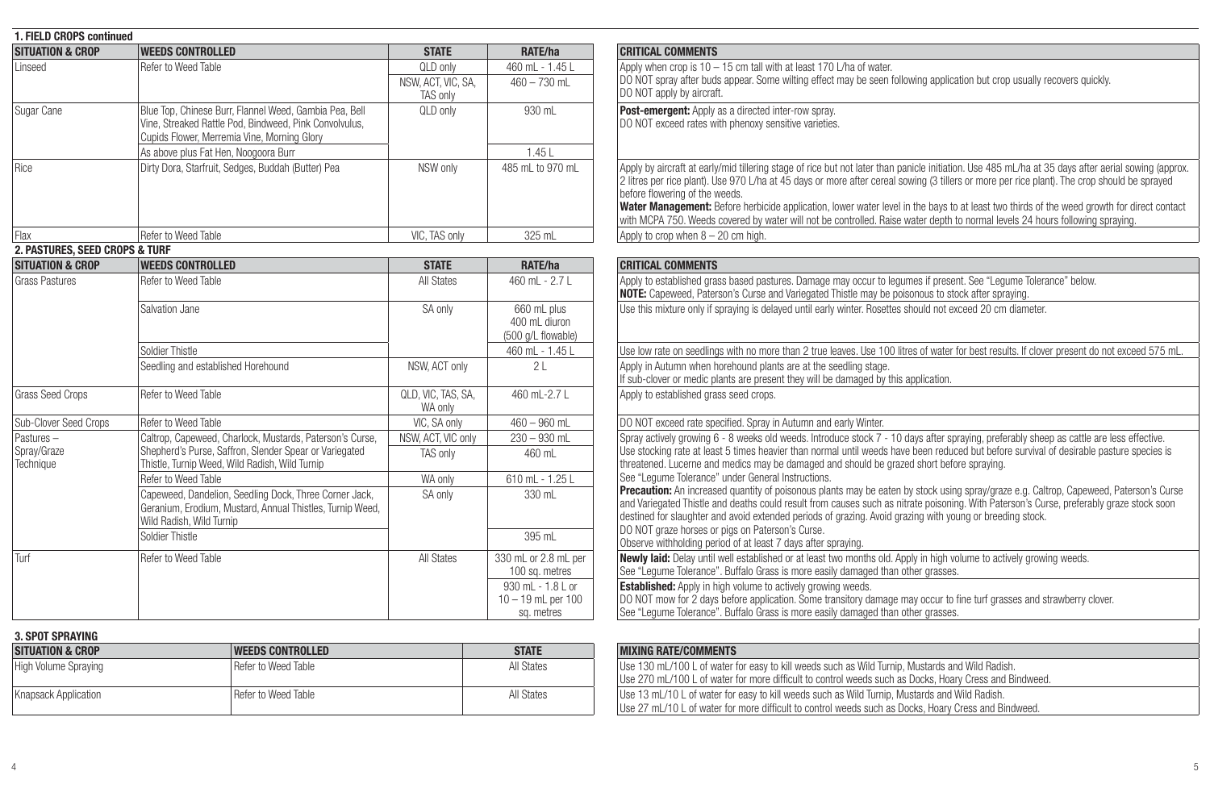**1. FIELD CROPS continued**

| SITUATION & CROP | WEEDS CONTROLLED | STATE | RATE/ha | CRITICAL COMMENTS |
|---|---|---|---|---|
| Linseed | Refer to Weed Table | QLD only | 460 mL - 1.45 L | Apply when crop is 10 – 15 cm tall with at least 170 L/ha of water. DO NOT spray after buds appear. Some wilting effect may be seen following application but crop usually recovers quickly. DO NOT apply by aircraft. |
| | | NSW, ACT, VIC, SA, TAS only | 460 – 730 mL | |
| Sugar Cane | Blue Top, Chinese Burr, Flannel Weed, Gambia Pea, Bell Vine, Streaked Rattle Pod, Bindweed, Pink Convolvulus, Cupids Flower, Merremia Vine, Morning Glory | QLD only | 930 mL | **Post-emergent:** Apply as a directed inter-row spray. DO NOT exceed rates with phenoxy sensitive varieties. |
| | As above plus Fat Hen, Noogoora Burr | | 1.45 L | |
| Rice | Dirty Dora, Starfruit, Sedges, Buddah (Butter) Pea | NSW only | 485 mL to 970 mL | Apply by aircraft at early/mid tillering stage of rice but not later than panicle initiation. Use 485 mL/ha at 35 days after aerial sowing (approx. 2 litres per rice plant). Use 970 L/ha at 45 days or more after cereal sowing (3 tillers or more per rice plant). The crop should be sprayed before flowering of the weeds. **Water Management:** Before herbicide application, lower water level in the bays to at least two thirds of the weed growth for direct contact with MCPA 750. Weeds covered by water will not be controlled. Raise water depth to normal levels 24 hours following spraying. |
| Flax | Refer to Weed Table | VIC, TAS only | 325 mL | Apply to crop when 8 – 20 cm high. |

**2. PASTURES, SEED CROPS & TURF**

| SITUATION & CROP | WEEDS CONTROLLED | STATE | RATE/ha | CRITICAL COMMENTS |
|---|---|---|---|---|
| Grass Pastures | Refer to Weed Table | All States | 460 mL - 2.7 L | Apply to established grass based pastures. Damage may occur to legumes if present. See "Legume Tolerance" below. **NOTE:** Capeweed, Paterson's Curse and Variegated Thistle may be poisonous to stock after spraying. |
| | Salvation Jane | SA only | 660 mL plus 400 mL diuron (500 g/L flowable) | Use this mixture only if spraying is delayed until early winter. Rosettes should not exceed 20 cm diameter. |
| | Soldier Thistle | | 460 mL - 1.45 L | Use low rate on seedlings with no more than 2 true leaves. Use 100 litres of water for best results. If clover present do not exceed 575 mL. |
| | Seedling and established Horehound | NSW, ACT only | 2 L | Apply in Autumn when horehound plants are at the seedling stage. If sub-clover or medic plants are present they will be damaged by this application. |
| Grass Seed Crops | Refer to Weed Table | QLD, VIC, TAS, SA, WA only | 460 mL-2.7 L | Apply to established grass seed crops. |
| Sub-Clover Seed Crops | Refer to Weed Table | VIC, SA only | 460 – 960 mL | DO NOT exceed rate specified. Spray in Autumn and early Winter. |
| Pastures – Spray/Graze Technique | Caltrop, Capeweed, Charlock, Mustards, Paterson's Curse, Shepherd's Purse, Saffron, Slender Spear or Variegated Thistle, Turnip Weed, Wild Radish, Wild Turnip | NSW, ACT, VIC only | 230 – 930 mL | Spray actively growing 6 - 8 weeks old weeds. Introduce stock 7 - 10 days after spraying, preferably sheep as cattle are less effective. Use stocking rate at least 5 times heavier than normal until weeds have been reduced but before survival of desirable pasture species is threatened. Lucerne and medics may be damaged and should be grazed short before spraying. See "Legume Tolerance" under General Instructions. **Precaution:** An increased quantity of poisonous plants may be eaten by stock using spray/graze e.g. Caltrop, Capeweed, Paterson's Curse and Variegated Thistle and deaths could result from causes such as nitrate poisoning. With Paterson's Curse, preferably graze stock soon destined for slaughter and avoid extended periods of grazing. Avoid grazing with young or breeding stock. DO NOT graze horses or pigs on Paterson's Curse. Observe withholding period of at least 7 days after spraying. |
| | | TAS only | 460 mL | |
| | Refer to Weed Table | WA only | 610 mL - 1.25 L | |
| | Capeweed, Dandelion, Seedling Dock, Three Corner Jack, Geranium, Erodium, Mustard, Annual Thistles, Turnip Weed, Wild Radish, Wild Turnip | SA only | 330 mL | |
| | Soldier Thistle | | 395 mL | |
| Turf | Refer to Weed Table | All States | 330 mL or 2.8 mL per 100 sq. metres | **Newly laid:** Delay until well established or at least two months old. Apply in high volume to actively growing weeds. See "Legume Tolerance". Buffalo Grass is more easily damaged than other grasses. |
| | | | 930 mL - 1.8 L or 10 – 19 mL per 100 sq. metres | **Established:** Apply in high volume to actively growing weeds. DO NOT mow for 2 days before application. Some transitory damage may occur to fine turf grasses and strawberry clover. See "Legume Tolerance". Buffalo Grass is more easily damaged than other grasses. |

**3. SPOT SPRAYING**

| SITUATION & CROP | WEEDS CONTROLLED | STATE | MIXING RATE/COMMENTS |
|---|---|---|---|
| High Volume Spraying | Refer to Weed Table | All States | Use 130 mL/100 L of water for easy to kill weeds such as Wild Turnip, Mustards and Wild Radish. Use 270 mL/100 L of water for more difficult to control weeds such as Docks, Hoary Cress and Bindweed. |
| Knapsack Application | Refer to Weed Table | All States | Use 13 mL/10 L of water for easy to kill weeds such as Wild Turnip, Mustards and Wild Radish. Use 27 mL/10 L of water for more difficult to control weeds such as Docks, Hoary Cress and Bindweed. |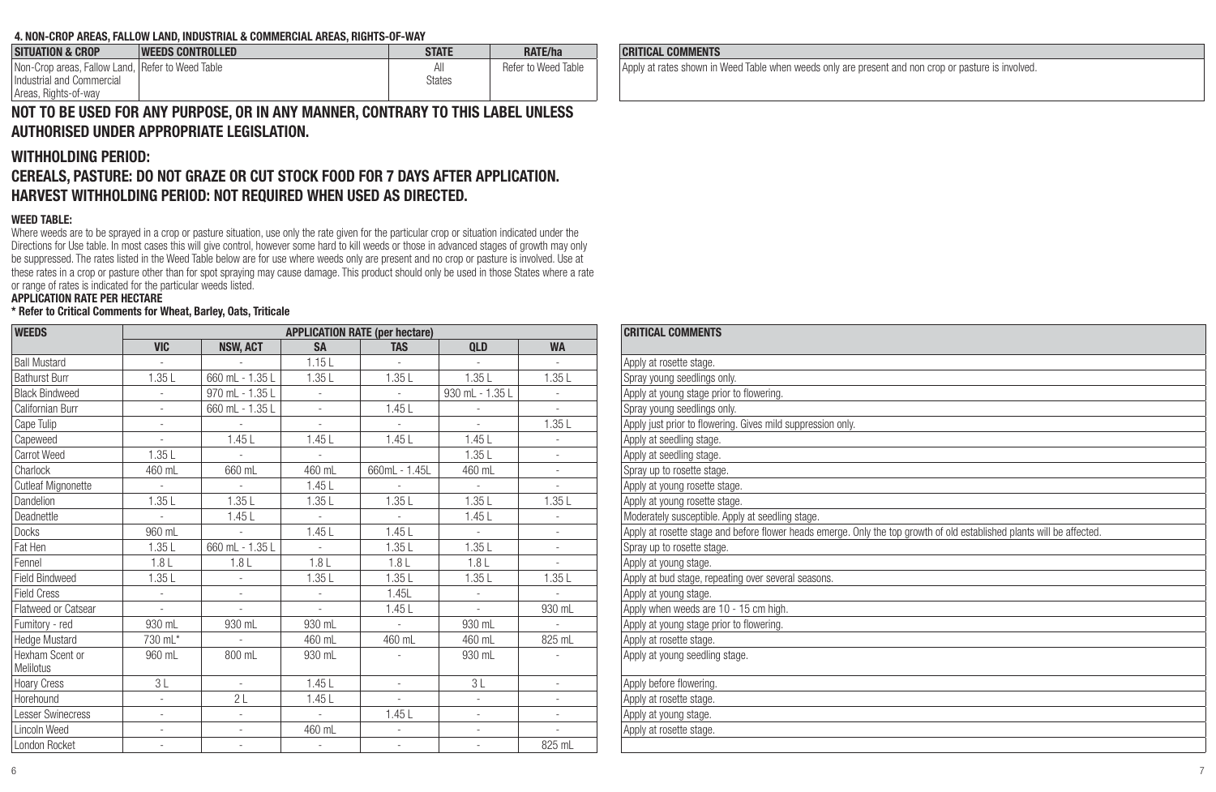### 4. NON-CROP AREAS, FALLOW LAND, INDUSTRIAL & COMMERCIAL AREAS, RIGHTS-OF-WAY

| SITUATION & CROP | WEEDS CONTROLLED | STATE | RATE/ha | CRITICAL COMMENTS |
|---|---|---|---|---|
| Non-Crop areas, Fallow Land, Industrial and Commercial Areas, Rights-of-way | Refer to Weed Table | All States | Refer to Weed Table | Apply at rates shown in Weed Table when weeds only are present and non crop or pasture is involved. |

## NOT TO BE USED FOR ANY PURPOSE, OR IN ANY MANNER, CONTRARY TO THIS LABEL UNLESS AUTHORISED UNDER APPROPRIATE LEGISLATION.

## WITHHOLDING PERIOD:

## CEREALS, PASTURE: DO NOT GRAZE OR CUT STOCK FOOD FOR 7 DAYS AFTER APPLICATION. HARVEST WITHHOLDING PERIOD: NOT REQUIRED WHEN USED AS DIRECTED.

#### WEED TABLE:

Where weeds are to be sprayed in a crop or pasture situation, use only the rate given for the particular crop or situation indicated under the Directions for Use table. In most cases this will give control, however some hard to kill weeds or those in advanced stages of growth may only be suppressed. The rates listed in the Weed Table below are for use where weeds only are present and no crop or pasture is involved. Use at these rates in a crop or pasture other than for spot spraying may cause damage. This product should only be used in those States where a rate or range of rates is indicated for the particular weeds listed.

**APPLICATION RATE PER HECTARE**

**\* Refer to Critical Comments for Wheat, Barley, Oats, Triticale**

| WEEDS | APPLICATION RATE (per hectare) | | | | | | CRITICAL COMMENTS |
|---|---|---|---|---|---|---|---|
| | VIC | NSW, ACT | SA | TAS | QLD | WA | |
| Ball Mustard | - | - | 1.15 L | - | - | - | Apply at rosette stage. |
| Bathurst Burr | 1.35 L | 660 mL - 1.35 L | 1.35 L | 1.35 L | 1.35 L | 1.35 L | Spray young seedlings only. |
| Black Bindweed | - | 970 mL - 1.35 L | - | - | 930 mL - 1.35 L | - | Apply at young stage prior to flowering. |
| Californian Burr | - | 660 mL - 1.35 L | - | 1.45 L | - | - | Spray young seedlings only. |
| Cape Tulip | - | - | - | - | - | 1.35 L | Apply just prior to flowering. Gives mild suppression only. |
| Capeweed | - | 1.45 L | 1.45 L | 1.45 L | 1.45 L | - | Apply at seedling stage. |
| Carrot Weed | 1.35 L | - | - | | 1.35 L | - | Apply at seedling stage. |
| Charlock | 460 mL | 660 mL | 460 mL | 660mL - 1.45L | 460 mL | - | Spray up to rosette stage. |
| Cutleaf Mignonette | - | - | 1.45 L | - | - | - | Apply at young rosette stage. |
| Dandelion | 1.35 L | 1.35 L | 1.35 L | 1.35 L | 1.35 L | 1.35 L | Apply at young rosette stage. |
| Deadnettle | - | 1.45 L | - | - | 1.45 L | - | Moderately susceptible. Apply at seedling stage. |
| Docks | 960 mL | - | 1.45 L | 1.45 L | - | - | Apply at rosette stage and before flower heads emerge. Only the top growth of old established plants will be affected. |
| Fat Hen | 1.35 L | 660 mL - 1.35 L | - | 1.35 L | 1.35 L | - | Spray up to rosette stage. |
| Fennel | 1.8 L | 1.8 L | 1.8 L | 1.8 L | 1.8 L | - | Apply at young stage. |
| Field Bindweed | 1.35 L | - | 1.35 L | 1.35 L | 1.35 L | 1.35 L | Apply at bud stage, repeating over several seasons. |
| Field Cress | - | - | - | 1.45L | - | - | Apply at young stage. |
| Flatweed or Catsear | - | - | - | 1.45 L | - | 930 mL | Apply when weeds are 10 - 15 cm high. |
| Fumitory - red | 930 mL | 930 mL | 930 mL | - | 930 mL | - | Apply at young stage prior to flowering. |
| Hedge Mustard | 730 mL* | - | 460 mL | 460 mL | 460 mL | 825 mL | Apply at rosette stage. |
| Hexham Scent or Melilotus | 960 mL | 800 mL | 930 mL | - | 930 mL | - | Apply at young seedling stage. |
| Hoary Cress | 3 L | - | 1.45 L | - | 3 L | - | Apply before flowering. |
| Horehound | - | 2 L | 1.45 L | - | - | - | Apply at rosette stage. |
| Lesser Swinecress | - | - | - | 1.45 L | - | - | Apply at young stage. |
| Lincoln Weed | - | - | 460 mL | - | - | - | Apply at rosette stage. |
| London Rocket | - | - | - | - | - | 825 mL | |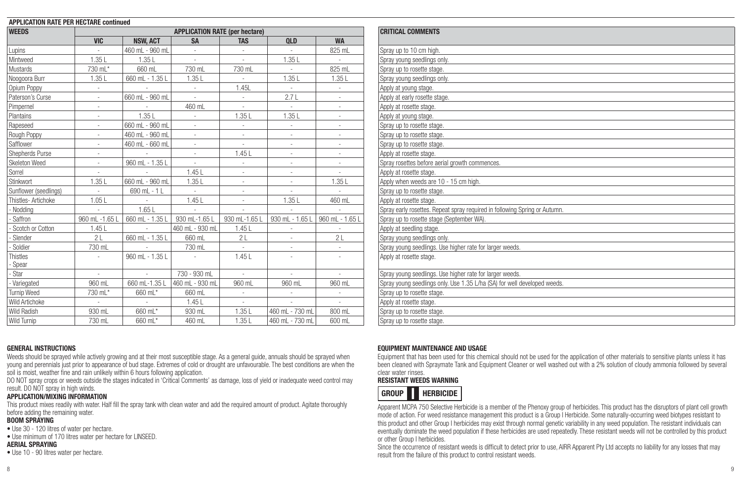**APPLICATION RATE PER HECTARE continued**

| WEEDS | APPLICATION RATE (per hectare) | | | | | | CRITICAL COMMENTS |
|---|---|---|---|---|---|---|---|
| | VIC | NSW, ACT | SA | TAS | QLD | WA | |
| Lupins | - | 460 mL - 960 mL | - | - | - | 825 mL | Spray up to 10 cm high. |
| Mintweed | 1.35 L | 1.35 L | - | - | 1.35 L | - | Spray young seedlings only. |
| Mustards | 730 mL* | 660 mL | 730 mL | 730 mL | - | 825 mL | Spray up to rosette stage. |
| Noogoora Burr | 1.35 L | 660 mL - 1.35 L | 1.35 L | - | 1.35 L | 1.35 L | Spray young seedlings only. |
| Opium Poppy | - | - | - | 1.45L | - | - | Apply at young stage. |
| Paterson's Curse | - | 660 mL - 960 mL | - | - | 2.7 L | - | Apply at early rosette stage. |
| Pimpernel | - | - | 460 mL | - | - | - | Apply at rosette stage. |
| Plantains | - | 1.35 L | - | 1.35 L | 1.35 L | - | Apply at young stage. |
| Rapeseed | - | 660 mL - 960 mL | - | - | - | - | Spray up to rosette stage. |
| Rough Poppy | - | 460 mL - 960 mL | - | - | - | - | Spray up to rosette stage. |
| Safflower | - | 460 mL - 660 mL | - | - | - | - | Spray up to rosette stage. |
| Shepherds Purse | - | - | - | 1.45 L | - | - | Apply at rosette stage. |
| Skeleton Weed | - | 960 mL - 1.35 L | - | - | - | - | Spray rosettes before aerial growth commences. |
| Sorrel | - | - | 1.45 L | - | - | - | Apply at rosette stage. |
| Stinkwort | 1.35 L | 660 mL - 960 mL | 1.35 L | - | - | 1.35 L | Apply when weeds are 10 - 15 cm high. |
| Sunflower (seedlings) | - | 690 mL - 1 L | - | - | - | - | Spray up to rosette stage. |
| Thistles- Artichoke | 1.05 L | - | 1.45 L | - | 1.35 L | 460 mL | Apply at rosette stage. |
| - Nodding | - | 1.65 L | - | - | - | - | Spray early rosettes. Repeat spray required in following Spring or Autumn. |
| - Saffron | 960 mL -1.65 L | 660 mL - 1.35 L | 930 mL-1.65 L | 930 mL-1.65 L | 930 mL - 1.65 L | 960 mL - 1.65 L | Spray up to rosette stage (September WA). |
| - Scotch or Cotton | 1.45 L | - | 460 mL - 930 mL | 1.45 L | - | - | Apply at seedling stage. |
| - Slender | 2 L | 660 mL - 1.35 L | 660 mL | 2 L | - | 2 L | Spray young seedlings only. |
| - Soldier | 730 mL | - | 730 mL | - | - | - | Spray young seedlings. Use higher rate for larger weeds. |
| Thistles - Spear | - | 960 mL - 1.35 L | - | 1.45 L | - | - | Apply at rosette stage. |
| - Star | - | - | 730 - 930 mL | - | - | - | Spray young seedlings. Use higher rate for larger weeds. |
| - Variegated | 960 mL | 660 mL-1.35 L | 460 mL - 930 mL | 960 mL | 960 mL | 960 mL | Spray young seedlings only. Use 1.35 L/ha (SA) for well developed weeds. |
| Turnip Weed | 730 mL* | 660 mL* | 660 mL | - | - | - | Spray up to rosette stage. |
| Wild Artichoke | - | - | 1.45 L | - | - | - | Apply at rosette stage. |
| Wild Radish | 930 mL | 660 mL* | 930 mL | 1.35 L | 460 mL - 730 mL | 800 mL | Spray up to rosette stage. |
| Wild Turnip | 730 mL | 660 mL* | 460 mL | 1.35 L | 460 mL - 730 mL | 600 mL | Spray up to rosette stage. |

**GENERAL INSTRUCTIONS**

Weeds should be sprayed while actively growing and at their most susceptible stage. As a general guide, annuals should be sprayed when young and perennials just prior to appearance of bud stage. Extremes of cold or drought are unfavourable. The best conditions are when the soil is moist, weather fine and rain unlikely within 6 hours following application.

DO NOT spray crops or weeds outside the stages indicated in 'Critical Comments' as damage, loss of yield or inadequate weed control may result. DO NOT spray in high winds.

**APPLICATION/MIXING INFORMATION**

This product mixes readily with water. Half fill the spray tank with clean water and add the required amount of product. Agitate thoroughly before adding the remaining water.

**BOOM SPRAYING**

- Use 30 - 120 litres of water per hectare.
- Use minimum of 170 litres water per hectare for LINSEED.

**AERIAL SPRAYING**

- Use 10 - 90 litres water per hectare.

**EQUIPMENT MAINTENANCE AND USAGE**

Equipment that has been used for this chemical should not be used for the application of other materials to sensitive plants unless it has been cleaned with Spraymate Tank and Equipment Cleaner or well washed out with a 2% solution of cloudy ammonia followed by several clear water rinses.

**RESISTANT WEEDS WARNING**

**GROUP I HERBICIDE**

Apparent MCPA 750 Selective Herbicide is a member of the Phenoxy group of herbicides. This product has the disruptors of plant cell growth mode of action. For weed resistance management this product is a Group I Herbicide. Some naturally-occurring weed biotypes resistant to this product and other Group I herbicides may exist through normal genetic variability in any weed population. The resistant individuals can eventually dominate the weed population if these herbicides are used repeatedly. These resistant weeds will not be controlled by this product or other Group I herbicides.

Since the occurrence of resistant weeds is difficult to detect prior to use, AIRR Apparent Pty Ltd accepts no liability for any losses that may result from the failure of this product to control resistant weeds.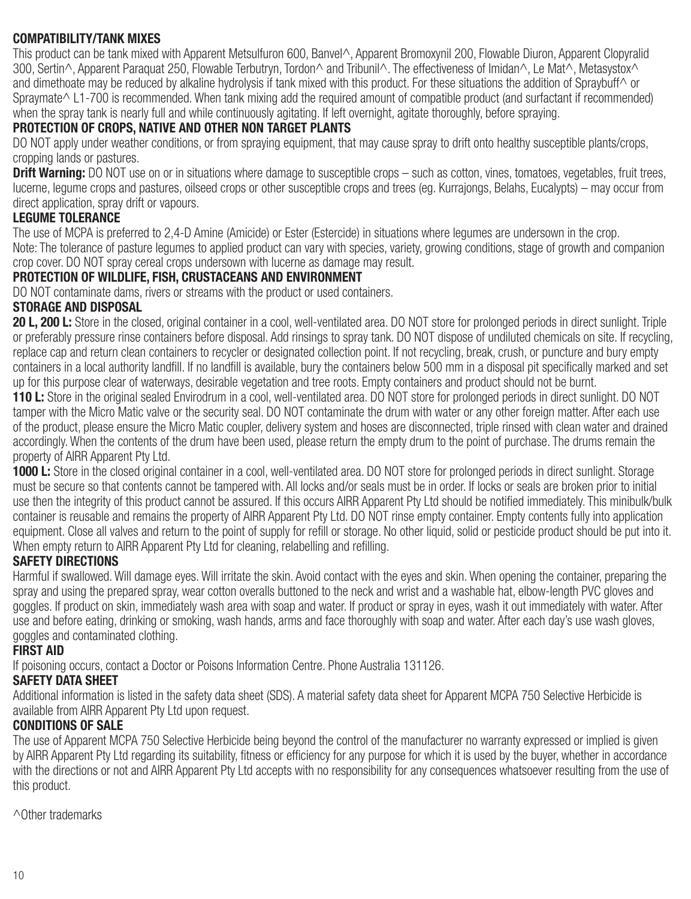## COMPATIBILITY/TANK MIXES

This product can be tank mixed with Apparent Metsulfuron 600, Banvel^, Apparent Bromoxynil 200, Flowable Diuron, Apparent Clopyralid 300, Sertin^, Apparent Paraquat 250, Flowable Terbutryn, Tordon^ and Tribunil^. The effectiveness of Imidan^, Le Mat^, Metasystox^ and dimethoate may be reduced by alkaline hydrolysis if tank mixed with this product. For these situations the addition of Spraybuff^ or Spraymate^ L1-700 is recommended. When tank mixing add the required amount of compatible product (and surfactant if recommended) when the spray tank is nearly full and while continuously agitating. If left overnight, agitate thoroughly, before spraying.

## PROTECTION OF CROPS, NATIVE AND OTHER NON TARGET PLANTS

DO NOT apply under weather conditions, or from spraying equipment, that may cause spray to drift onto healthy susceptible plants/crops, cropping lands or pastures.

**Drift Warning:** DO NOT use on or in situations where damage to susceptible crops – such as cotton, vines, tomatoes, vegetables, fruit trees, lucerne, legume crops and pastures, oilseed crops or other susceptible crops and trees (eg. Kurrajongs, Belahs, Eucalypts) – may occur from direct application, spray drift or vapours.

## LEGUME TOLERANCE

The use of MCPA is preferred to 2,4-D Amine (Amicide) or Ester (Estercide) in situations where legumes are undersown in the crop.
Note: The tolerance of pasture legumes to applied product can vary with species, variety, growing conditions, stage of growth and companion crop cover. DO NOT spray cereal crops undersown with lucerne as damage may result.

## PROTECTION OF WILDLIFE, FISH, CRUSTACEANS AND ENVIRONMENT

DO NOT contaminate dams, rivers or streams with the product or used containers.

## STORAGE AND DISPOSAL

**20 L, 200 L:** Store in the closed, original container in a cool, well-ventilated area. DO NOT store for prolonged periods in direct sunlight. Triple or preferably pressure rinse containers before disposal. Add rinsings to spray tank. DO NOT dispose of undiluted chemicals on site. If recycling, replace cap and return clean containers to recycler or designated collection point. If not recycling, break, crush, or puncture and bury empty containers in a local authority landfill. If no landfill is available, bury the containers below 500 mm in a disposal pit specifically marked and set up for this purpose clear of waterways, desirable vegetation and tree roots. Empty containers and product should not be burnt.

**110 L:** Store in the original sealed Envirodrum in a cool, well-ventilated area. DO NOT store for prolonged periods in direct sunlight. DO NOT tamper with the Micro Matic valve or the security seal. DO NOT contaminate the drum with water or any other foreign matter. After each use of the product, please ensure the Micro Matic coupler, delivery system and hoses are disconnected, triple rinsed with clean water and drained accordingly. When the contents of the drum have been used, please return the empty drum to the point of purchase. The drums remain the property of AIRR Apparent Pty Ltd.

**1000 L:** Store in the closed original container in a cool, well-ventilated area. DO NOT store for prolonged periods in direct sunlight. Storage must be secure so that contents cannot be tampered with. All locks and/or seals must be in order. If locks or seals are broken prior to initial use then the integrity of this product cannot be assured. If this occurs AIRR Apparent Pty Ltd should be notified immediately. This minibulk/bulk container is reusable and remains the property of AIRR Apparent Pty Ltd. DO NOT rinse empty container. Empty contents fully into application equipment. Close all valves and return to the point of supply for refill or storage. No other liquid, solid or pesticide product should be put into it. When empty return to AIRR Apparent Pty Ltd for cleaning, relabelling and refilling.

## SAFETY DIRECTIONS

Harmful if swallowed. Will damage eyes. Will irritate the skin. Avoid contact with the eyes and skin. When opening the container, preparing the spray and using the prepared spray, wear cotton overalls buttoned to the neck and wrist and a washable hat, elbow-length PVC gloves and goggles. If product on skin, immediately wash area with soap and water. If product or spray in eyes, wash it out immediately with water. After use and before eating, drinking or smoking, wash hands, arms and face thoroughly with soap and water. After each day's use wash gloves, goggles and contaminated clothing.

## FIRST AID

If poisoning occurs, contact a Doctor or Poisons Information Centre. Phone Australia 131126.

## SAFETY DATA SHEET

Additional information is listed in the safety data sheet (SDS). A material safety data sheet for Apparent MCPA 750 Selective Herbicide is available from AIRR Apparent Pty Ltd upon request.

## CONDITIONS OF SALE

The use of Apparent MCPA 750 Selective Herbicide being beyond the control of the manufacturer no warranty expressed or implied is given by AIRR Apparent Pty Ltd regarding its suitability, fitness or efficiency for any purpose for which it is used by the buyer, whether in accordance with the directions or not and AIRR Apparent Pty Ltd accepts with no responsibility for any consequences whatsoever resulting from the use of this product.

^Other trademarks